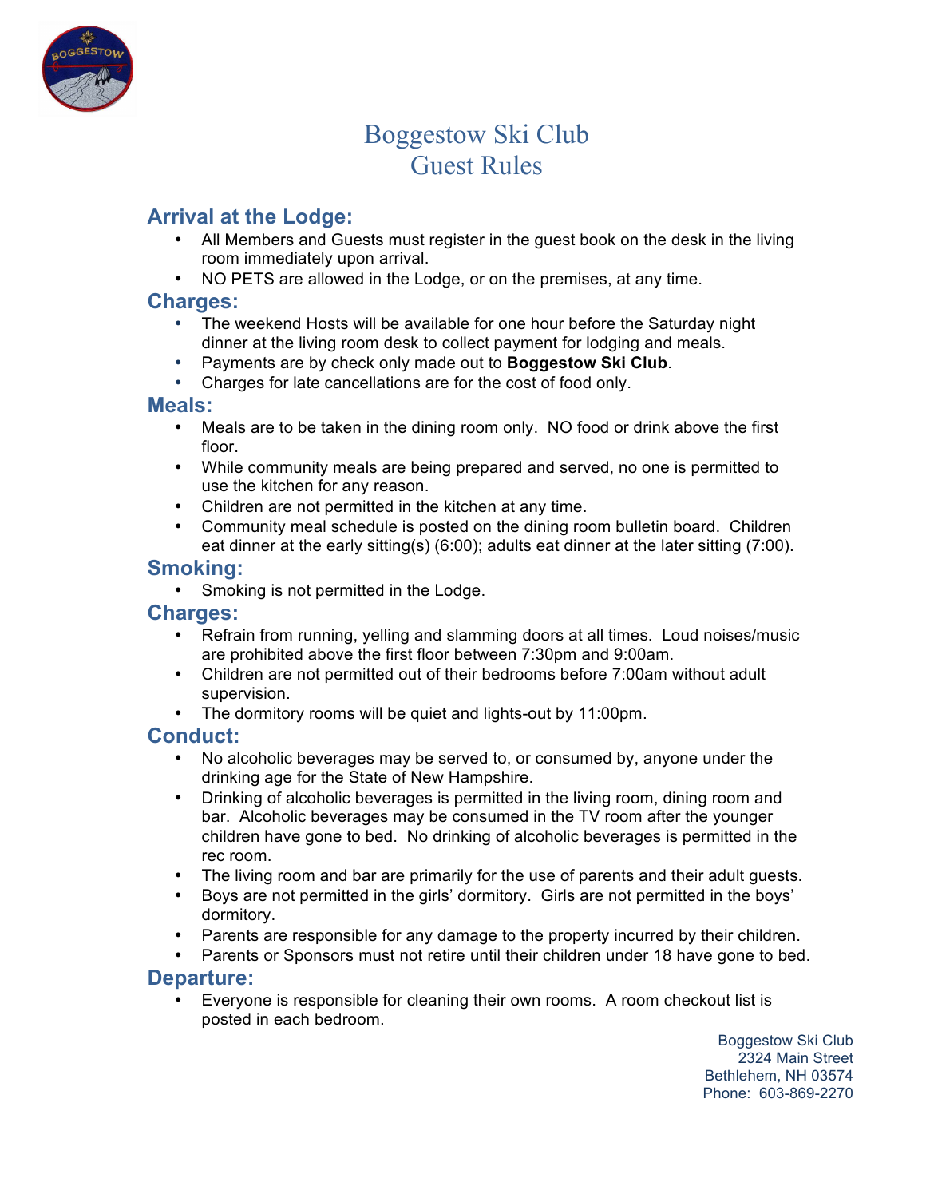# Boggestow Ski Club
# Guest Rules

## Arrival at the Lodge:

- All Members and Guests must register in the guest book on the desk in the living room immediately upon arrival.
- NO PETS are allowed in the Lodge, or on the premises, at any time.

## Charges:

- The weekend Hosts will be available for one hour before the Saturday night dinner at the living room desk to collect payment for lodging and meals.
- Payments are by check only made out to **Boggestow Ski Club**.
- Charges for late cancellations are for the cost of food only.

## Meals:

- Meals are to be taken in the dining room only. NO food or drink above the first floor.
- While community meals are being prepared and served, no one is permitted to use the kitchen for any reason.
- Children are not permitted in the kitchen at any time.
- Community meal schedule is posted on the dining room bulletin board. Children eat dinner at the early sitting(s) (6:00); adults eat dinner at the later sitting (7:00).

## Smoking:

- Smoking is not permitted in the Lodge.

## Charges:

- Refrain from running, yelling and slamming doors at all times. Loud noises/music are prohibited above the first floor between 7:30pm and 9:00am.
- Children are not permitted out of their bedrooms before 7:00am without adult supervision.
- The dormitory rooms will be quiet and lights-out by 11:00pm.

## Conduct:

- No alcoholic beverages may be served to, or consumed by, anyone under the drinking age for the State of New Hampshire.
- Drinking of alcoholic beverages is permitted in the living room, dining room and bar. Alcoholic beverages may be consumed in the TV room after the younger children have gone to bed. No drinking of alcoholic beverages is permitted in the rec room.
- The living room and bar are primarily for the use of parents and their adult guests.
- Boys are not permitted in the girls' dormitory. Girls are not permitted in the boys' dormitory.
- Parents are responsible for any damage to the property incurred by their children.
- Parents or Sponsors must not retire until their children under 18 have gone to bed.

## Departure:

- Everyone is responsible for cleaning their own rooms. A room checkout list is posted in each bedroom.

Boggestow Ski Club
2324 Main Street
Bethlehem, NH 03574
Phone: 603-869-2270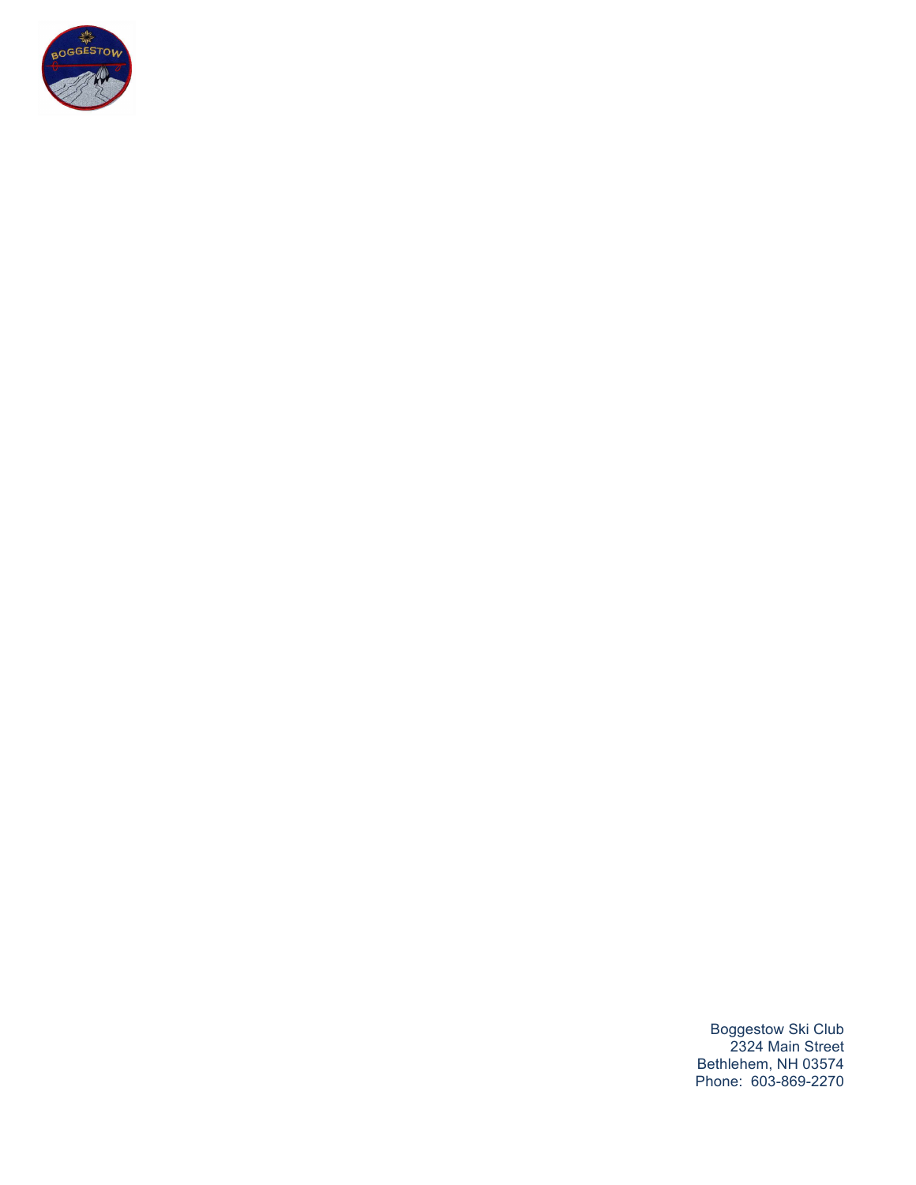Boggestow Ski Club
2324 Main Street
Bethlehem, NH 03574
Phone: 603-869-2270